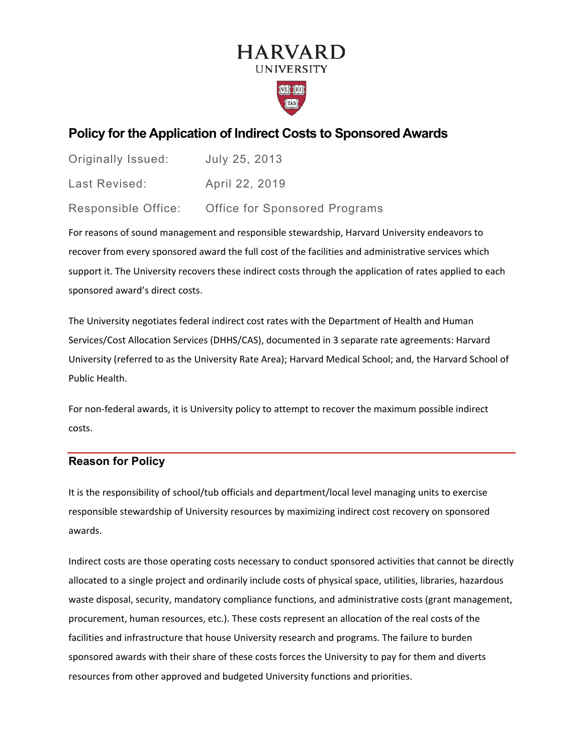# HARVARD UNIVERSITY

## Policy for the Application of Indirect Costs to Sponsored Awards

| | |
|---|---|
| Originally Issued: | July 25, 2013 |
| Last Revised: | April 22, 2019 |
| Responsible Office: | Office for Sponsored Programs |

For reasons of sound management and responsible stewardship, Harvard University endeavors to recover from every sponsored award the full cost of the facilities and administrative services which support it. The University recovers these indirect costs through the application of rates applied to each sponsored award's direct costs.

The University negotiates federal indirect cost rates with the Department of Health and Human Services/Cost Allocation Services (DHHS/CAS), documented in 3 separate rate agreements: Harvard University (referred to as the University Rate Area); Harvard Medical School; and, the Harvard School of Public Health.

For non-federal awards, it is University policy to attempt to recover the maximum possible indirect costs.

### Reason for Policy

It is the responsibility of school/tub officials and department/local level managing units to exercise responsible stewardship of University resources by maximizing indirect cost recovery on sponsored awards.

Indirect costs are those operating costs necessary to conduct sponsored activities that cannot be directly allocated to a single project and ordinarily include costs of physical space, utilities, libraries, hazardous waste disposal, security, mandatory compliance functions, and administrative costs (grant management, procurement, human resources, etc.). These costs represent an allocation of the real costs of the facilities and infrastructure that house University research and programs. The failure to burden sponsored awards with their share of these costs forces the University to pay for them and diverts resources from other approved and budgeted University functions and priorities.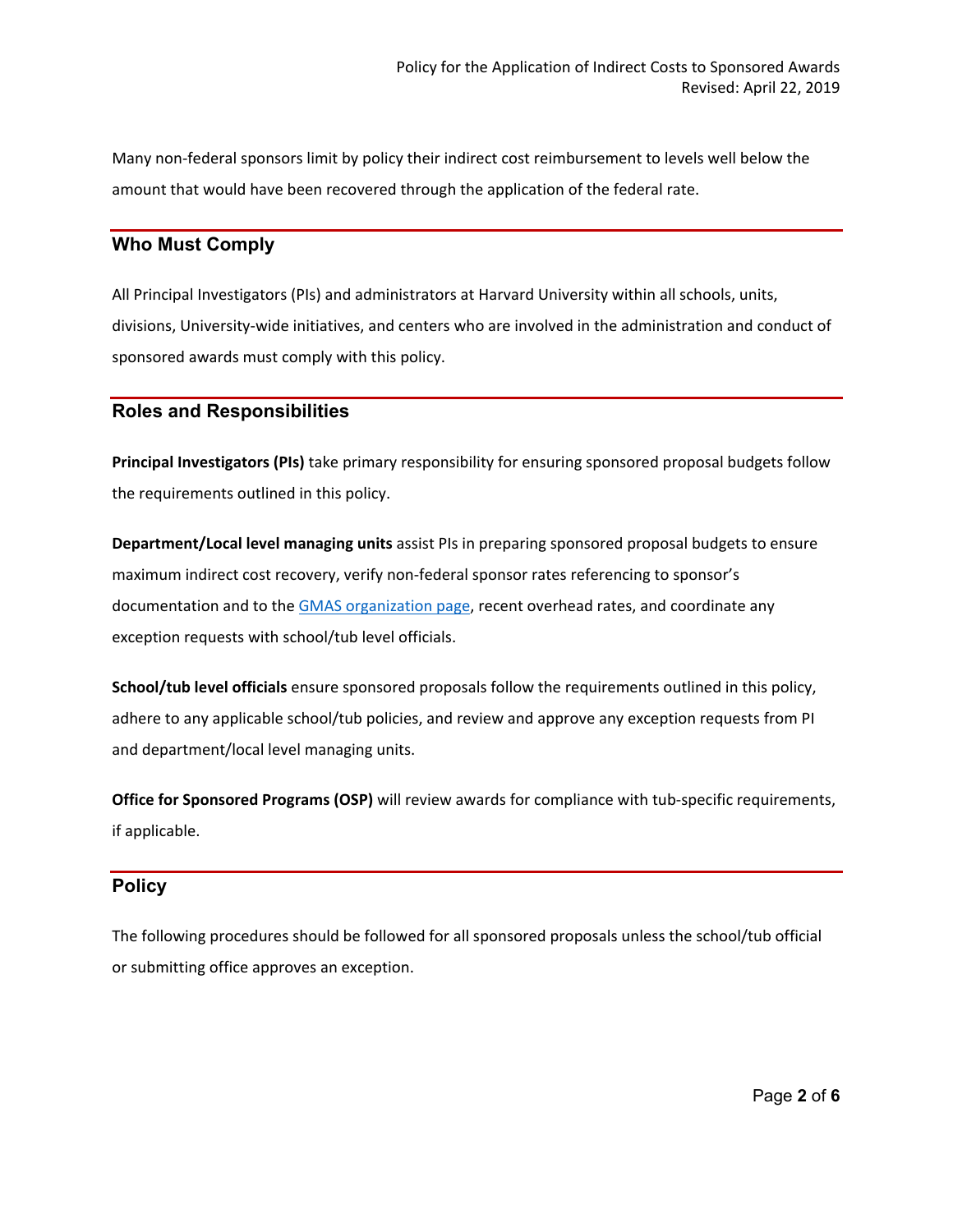Many non-federal sponsors limit by policy their indirect cost reimbursement to levels well below the amount that would have been recovered through the application of the federal rate.

## Who Must Comply

All Principal Investigators (PIs) and administrators at Harvard University within all schools, units, divisions, University-wide initiatives, and centers who are involved in the administration and conduct of sponsored awards must comply with this policy.

## Roles and Responsibilities

**Principal Investigators (PIs)** take primary responsibility for ensuring sponsored proposal budgets follow the requirements outlined in this policy.

**Department/Local level managing units** assist PIs in preparing sponsored proposal budgets to ensure maximum indirect cost recovery, verify non-federal sponsor rates referencing to sponsor's documentation and to the GMAS organization page, recent overhead rates, and coordinate any exception requests with school/tub level officials.

**School/tub level officials** ensure sponsored proposals follow the requirements outlined in this policy, adhere to any applicable school/tub policies, and review and approve any exception requests from PI and department/local level managing units.

**Office for Sponsored Programs (OSP)** will review awards for compliance with tub-specific requirements, if applicable.

## Policy

The following procedures should be followed for all sponsored proposals unless the school/tub official or submitting office approves an exception.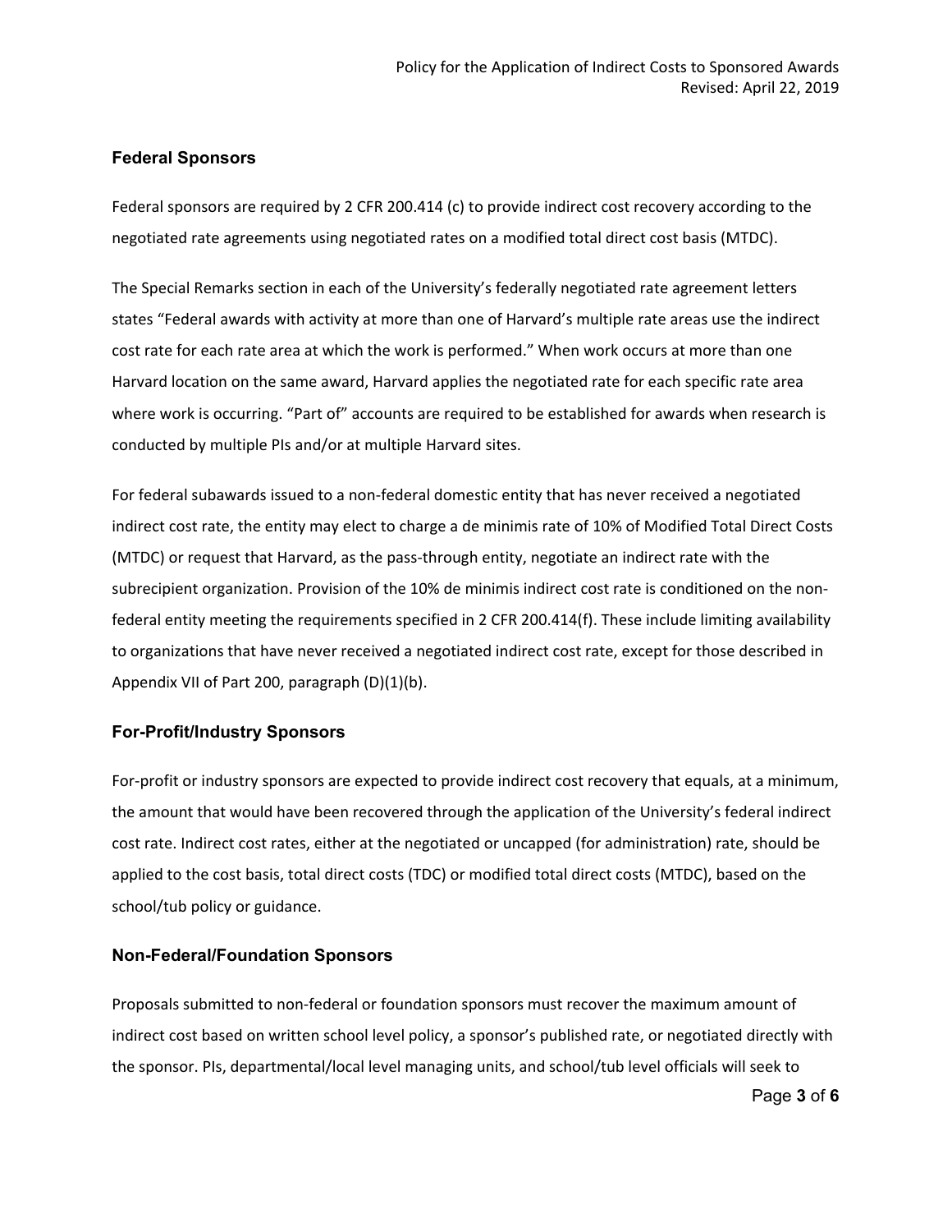## Federal Sponsors

Federal sponsors are required by 2 CFR 200.414 (c) to provide indirect cost recovery according to the negotiated rate agreements using negotiated rates on a modified total direct cost basis (MTDC).

The Special Remarks section in each of the University's federally negotiated rate agreement letters states "Federal awards with activity at more than one of Harvard's multiple rate areas use the indirect cost rate for each rate area at which the work is performed." When work occurs at more than one Harvard location on the same award, Harvard applies the negotiated rate for each specific rate area where work is occurring. "Part of" accounts are required to be established for awards when research is conducted by multiple PIs and/or at multiple Harvard sites.

For federal subawards issued to a non-federal domestic entity that has never received a negotiated indirect cost rate, the entity may elect to charge a de minimis rate of 10% of Modified Total Direct Costs (MTDC) or request that Harvard, as the pass-through entity, negotiate an indirect rate with the subrecipient organization. Provision of the 10% de minimis indirect cost rate is conditioned on the non-federal entity meeting the requirements specified in 2 CFR 200.414(f). These include limiting availability to organizations that have never received a negotiated indirect cost rate, except for those described in Appendix VII of Part 200, paragraph (D)(1)(b).

## For-Profit/Industry Sponsors

For-profit or industry sponsors are expected to provide indirect cost recovery that equals, at a minimum, the amount that would have been recovered through the application of the University's federal indirect cost rate. Indirect cost rates, either at the negotiated or uncapped (for administration) rate, should be applied to the cost basis, total direct costs (TDC) or modified total direct costs (MTDC), based on the school/tub policy or guidance.

## Non-Federal/Foundation Sponsors

Proposals submitted to non-federal or foundation sponsors must recover the maximum amount of indirect cost based on written school level policy, a sponsor's published rate, or negotiated directly with the sponsor. PIs, departmental/local level managing units, and school/tub level officials will seek to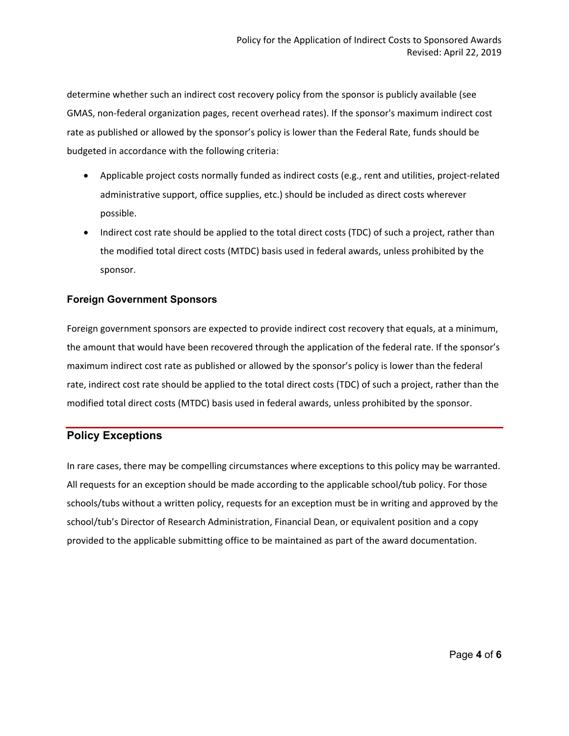determine whether such an indirect cost recovery policy from the sponsor is publicly available (see GMAS, non-federal organization pages, recent overhead rates). If the sponsor's maximum indirect cost rate as published or allowed by the sponsor's policy is lower than the Federal Rate, funds should be budgeted in accordance with the following criteria:

- Applicable project costs normally funded as indirect costs (e.g., rent and utilities, project-related administrative support, office supplies, etc.) should be included as direct costs wherever possible.
- Indirect cost rate should be applied to the total direct costs (TDC) of such a project, rather than the modified total direct costs (MTDC) basis used in federal awards, unless prohibited by the sponsor.

### Foreign Government Sponsors

Foreign government sponsors are expected to provide indirect cost recovery that equals, at a minimum, the amount that would have been recovered through the application of the federal rate. If the sponsor's maximum indirect cost rate as published or allowed by the sponsor's policy is lower than the federal rate, indirect cost rate should be applied to the total direct costs (TDC) of such a project, rather than the modified total direct costs (MTDC) basis used in federal awards, unless prohibited by the sponsor.

## Policy Exceptions

In rare cases, there may be compelling circumstances where exceptions to this policy may be warranted. All requests for an exception should be made according to the applicable school/tub policy. For those schools/tubs without a written policy, requests for an exception must be in writing and approved by the school/tub's Director of Research Administration, Financial Dean, or equivalent position and a copy provided to the applicable submitting office to be maintained as part of the award documentation.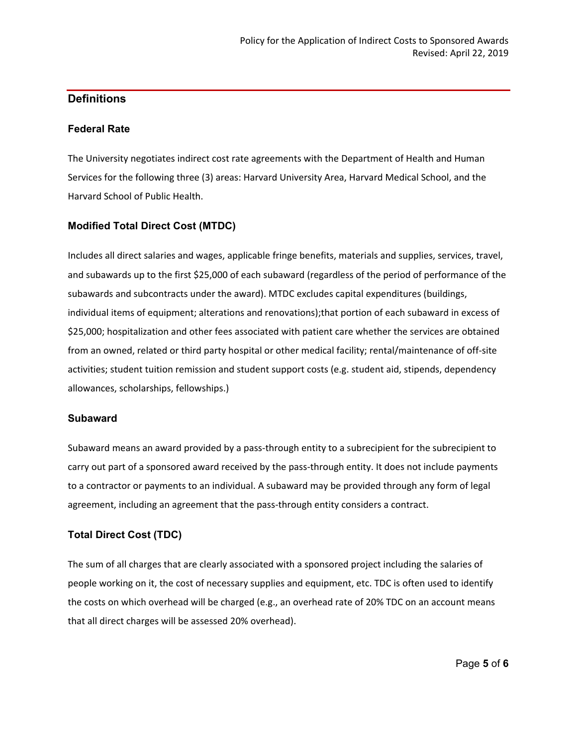## Definitions

### Federal Rate

The University negotiates indirect cost rate agreements with the Department of Health and Human Services for the following three (3) areas: Harvard University Area, Harvard Medical School, and the Harvard School of Public Health.

### Modified Total Direct Cost (MTDC)

Includes all direct salaries and wages, applicable fringe benefits, materials and supplies, services, travel, and subawards up to the first $25,000 of each subaward (regardless of the period of performance of the subawards and subcontracts under the award). MTDC excludes capital expenditures (buildings, individual items of equipment; alterations and renovations);that portion of each subaward in excess of $25,000; hospitalization and other fees associated with patient care whether the services are obtained from an owned, related or third party hospital or other medical facility; rental/maintenance of off-site activities; student tuition remission and student support costs (e.g. student aid, stipends, dependency allowances, scholarships, fellowships.)

### Subaward

Subaward means an award provided by a pass-through entity to a subrecipient for the subrecipient to carry out part of a sponsored award received by the pass-through entity. It does not include payments to a contractor or payments to an individual. A subaward may be provided through any form of legal agreement, including an agreement that the pass-through entity considers a contract.

### Total Direct Cost (TDC)

The sum of all charges that are clearly associated with a sponsored project including the salaries of people working on it, the cost of necessary supplies and equipment, etc. TDC is often used to identify the costs on which overhead will be charged (e.g., an overhead rate of 20% TDC on an account means that all direct charges will be assessed 20% overhead).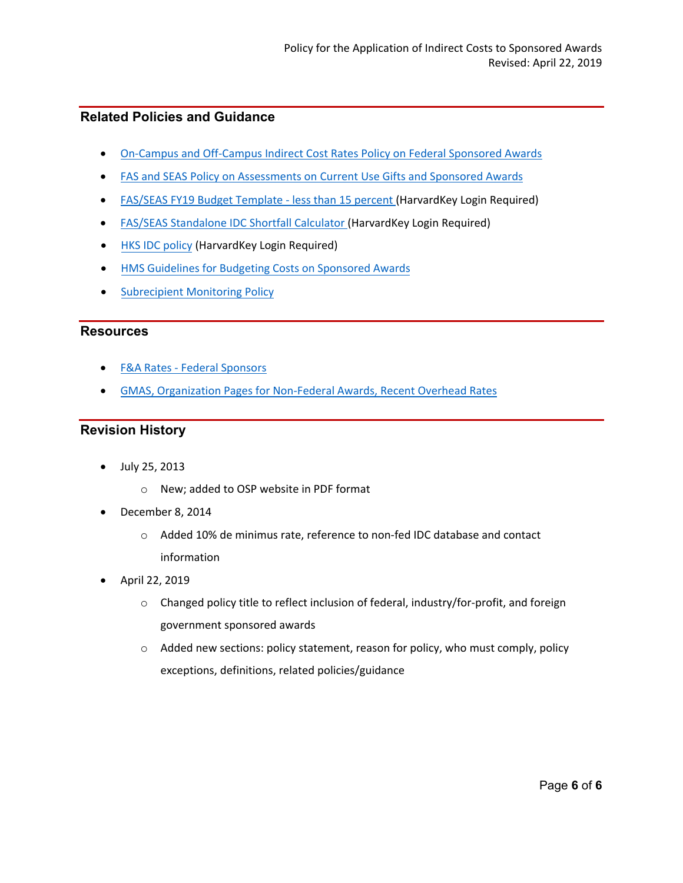## Related Policies and Guidance

- On-Campus and Off-Campus Indirect Cost Rates Policy on Federal Sponsored Awards
- FAS and SEAS Policy on Assessments on Current Use Gifts and Sponsored Awards
- FAS/SEAS FY19 Budget Template - less than 15 percent (HarvardKey Login Required)
- FAS/SEAS Standalone IDC Shortfall Calculator (HarvardKey Login Required)
- HKS IDC policy (HarvardKey Login Required)
- HMS Guidelines for Budgeting Costs on Sponsored Awards
- Subrecipient Monitoring Policy

## Resources

- F&A Rates - Federal Sponsors
- GMAS, Organization Pages for Non-Federal Awards, Recent Overhead Rates

## Revision History

- July 25, 2013
  - New; added to OSP website in PDF format
- December 8, 2014
  - Added 10% de minimus rate, reference to non-fed IDC database and contact information
- April 22, 2019
  - Changed policy title to reflect inclusion of federal, industry/for-profit, and foreign government sponsored awards
  - Added new sections: policy statement, reason for policy, who must comply, policy exceptions, definitions, related policies/guidance